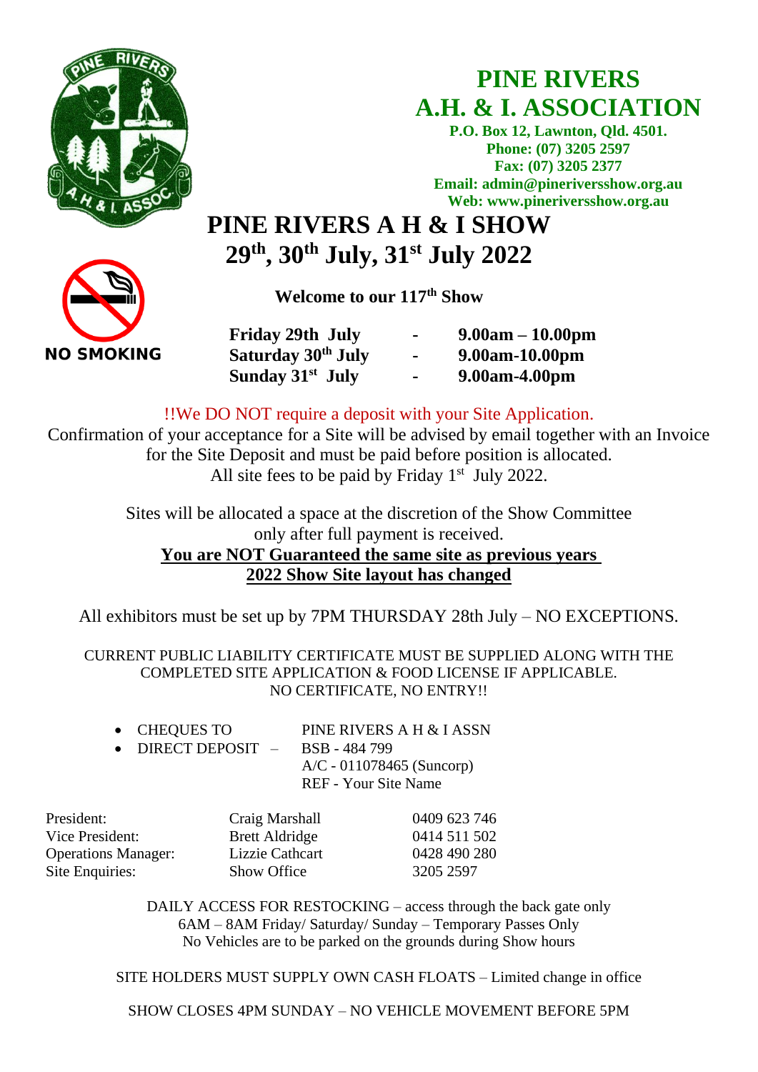# PINE RIVERS A.H. & I. ASSOCIATION

**P.O. Box 12, Lawnton, Qld. 4501.**
**Phone: (07) 3205 2597**
**Fax: (07) 3205 2377**
**Email: admin@pineriversshow.org.au**
**Web: www.pineriversshow.org.au**

NO SMOKING

# PINE RIVERS A H & I SHOW

## 29th, 30th July, 31st July 2022

**Welcome to our 117th Show**

| | | |
|---|---|---|
| **Friday 29th July** | **-** | **9.00am – 10.00pm** |
| **Saturday 30th July** | **-** | **9.00am-10.00pm** |
| **Sunday 31st July** | **-** | **9.00am-4.00pm** |

!!We DO NOT require a deposit with your Site Application.

Confirmation of your acceptance for a Site will be advised by email together with an Invoice for the Site Deposit and must be paid before position is allocated. All site fees to be paid by Friday 1st July 2022.

Sites will be allocated a space at the discretion of the Show Committee only after full payment is received.

**You are NOT Guaranteed the same site as previous years**

**2022 Show Site layout has changed**

All exhibitors must be set up by 7PM THURSDAY 28th July – NO EXCEPTIONS.

CURRENT PUBLIC LIABILITY CERTIFICATE MUST BE SUPPLIED ALONG WITH THE COMPLETED SITE APPLICATION & FOOD LICENSE IF APPLICABLE. NO CERTIFICATE, NO ENTRY!!

- CHEQUES TO — PINE RIVERS A H & I ASSN
- DIRECT DEPOSIT – BSB - 484 799
  A/C - 011078465 (Suncorp)
  REF - Your Site Name

| | | |
|---|---|---|
| President: | Craig Marshall | 0409 623 746 |
| Vice President: | Brett Aldridge | 0414 511 502 |
| Operations Manager: | Lizzie Cathcart | 0428 490 280 |
| Site Enquiries: | Show Office | 3205 2597 |

DAILY ACCESS FOR RESTOCKING – access through the back gate only
6AM – 8AM Friday/ Saturday/ Sunday – Temporary Passes Only
No Vehicles are to be parked on the grounds during Show hours

SITE HOLDERS MUST SUPPLY OWN CASH FLOATS – Limited change in office

SHOW CLOSES 4PM SUNDAY – NO VEHICLE MOVEMENT BEFORE 5PM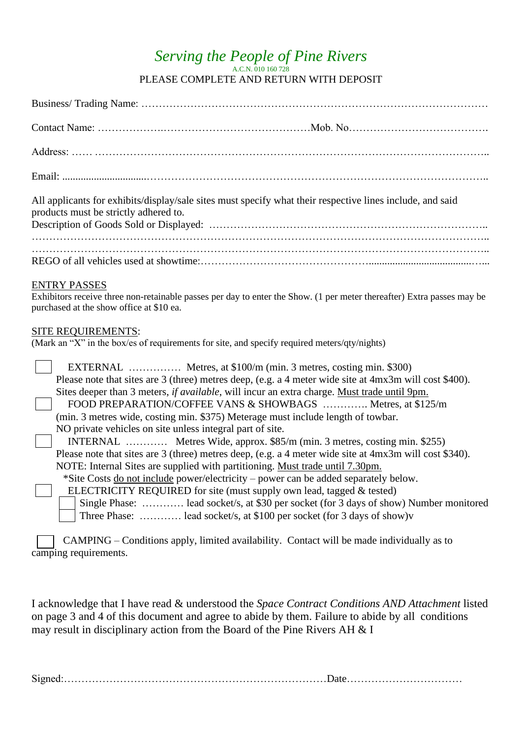# *Serving the People of Pine Rivers*

A.C.N. 010 160 728

PLEASE COMPLETE AND RETURN WITH DEPOSIT

Business/ Trading Name: ……………………………………………………………………………………

Contact Name: ………………..……………………………………Mob. No…………………………………

Address: …… ………………………………………………………………………………………………..

Email: ...............................…………………………………………………………………………………..

All applicants for exhibits/display/sale sites must specify what their respective lines include, and said products must be strictly adhered to.

Description of Goods Sold or Displayed: ……………………………………………………………………..

……………………………………………………………………………………………………………………..

……………………………………………………………………………………………………………………..

REGO of all vehicles used at showtime:……………………………………….......................................…...

ENTRY PASSES

Exhibitors receive three non-retainable passes per day to enter the Show. (1 per meter thereafter) Extra passes may be purchased at the show office at $10 ea.

SITE REQUIREMENTS:

(Mark an "X" in the box/es of requirements for site, and specify required meters/qty/nights)

☐ EXTERNAL …………… Metres, at $100/m (min. 3 metres, costing min. $300)
Please note that sites are 3 (three) metres deep, (e.g. a 4 meter wide site at 4mx3m will cost $400).
Sites deeper than 3 meters, *if available*, will incur an extra charge. Must trade until 9pm.

☐ FOOD PREPARATION/COFFEE VANS & SHOWBAGS …………. Metres, at $125/m
(min. 3 metres wide, costing min. $375) Meterage must include length of towbar.
NO private vehicles on site unless integral part of site.

☐ INTERNAL ………… Metres Wide, approx. $85/m (min. 3 metres, costing min. $255)
Please note that sites are 3 (three) metres deep, (e.g. a 4 meter wide site at 4mx3m will cost $340).
NOTE: Internal Sites are supplied with partitioning. Must trade until 7.30pm.

*Site Costs do not include power/electricity – power can be added separately below.

☐ ELECTRICITY REQUIRED for site (must supply own lead, tagged & tested)

- ☐ Single Phase: ………… lead socket/s, at $30 per socket (for 3 days of show) Number monitored
- ☐ Three Phase: ………… lead socket/s, at $100 per socket (for 3 days of show)v

☐ CAMPING – Conditions apply, limited availability. Contact will be made individually as to camping requirements.

I acknowledge that I have read & understood the *Space Contract Conditions AND Attachment* listed on page 3 and 4 of this document and agree to abide by them. Failure to abide by all conditions may result in disciplinary action from the Board of the Pine Rivers AH & I

Signed:…………………………………………………………………Date……………………………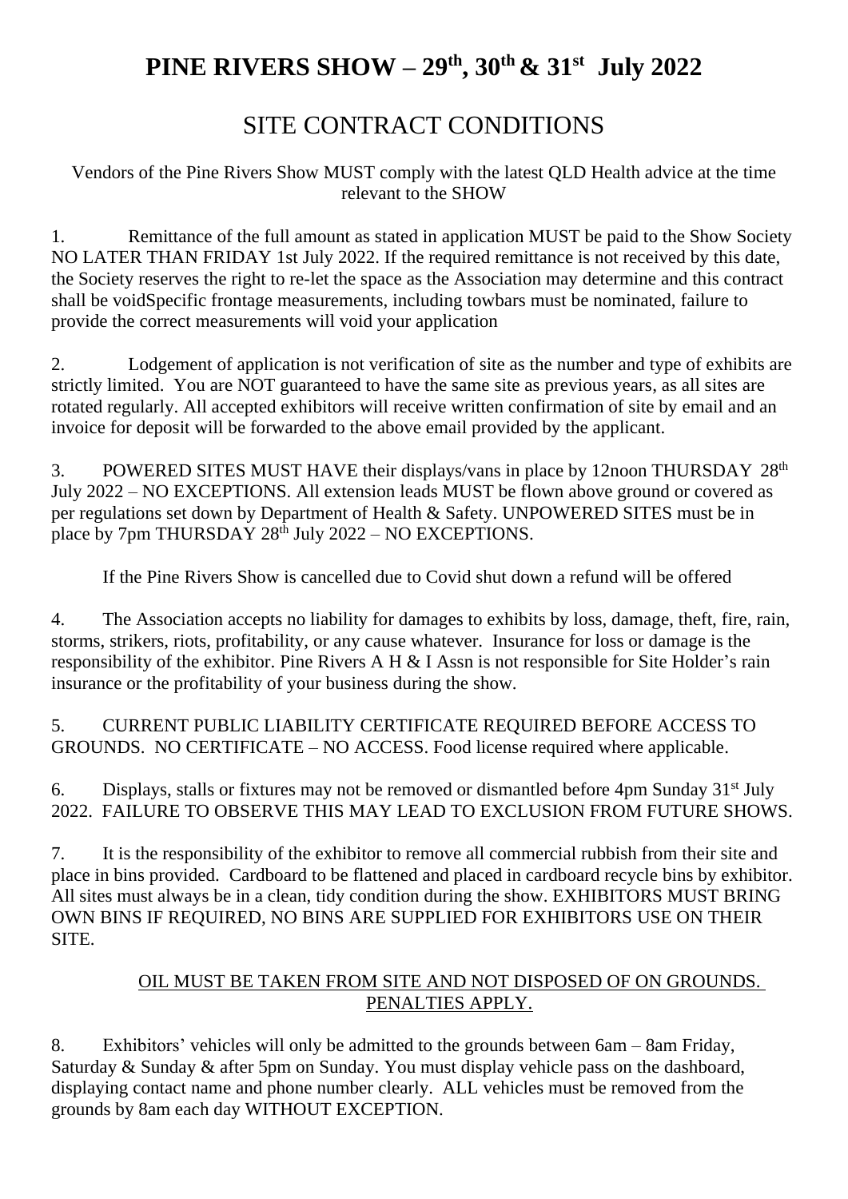# PINE RIVERS SHOW – 29th, 30th & 31st July 2022

## SITE CONTRACT CONDITIONS

Vendors of the Pine Rivers Show MUST comply with the latest QLD Health advice at the time relevant to the SHOW

1. Remittance of the full amount as stated in application MUST be paid to the Show Society NO LATER THAN FRIDAY 1st July 2022. If the required remittance is not received by this date, the Society reserves the right to re-let the space as the Association may determine and this contract shall be voidSpecific frontage measurements, including towbars must be nominated, failure to provide the correct measurements will void your application

2. Lodgement of application is not verification of site as the number and type of exhibits are strictly limited. You are NOT guaranteed to have the same site as previous years, as all sites are rotated regularly. All accepted exhibitors will receive written confirmation of site by email and an invoice for deposit will be forwarded to the above email provided by the applicant.

3. POWERED SITES MUST HAVE their displays/vans in place by 12noon THURSDAY 28th July 2022 – NO EXCEPTIONS. All extension leads MUST be flown above ground or covered as per regulations set down by Department of Health & Safety. UNPOWERED SITES must be in place by 7pm THURSDAY 28th July 2022 – NO EXCEPTIONS.

   If the Pine Rivers Show is cancelled due to Covid shut down a refund will be offered

4. The Association accepts no liability for damages to exhibits by loss, damage, theft, fire, rain, storms, strikers, riots, profitability, or any cause whatever. Insurance for loss or damage is the responsibility of the exhibitor. Pine Rivers A H & I Assn is not responsible for Site Holder's rain insurance or the profitability of your business during the show.

5. CURRENT PUBLIC LIABILITY CERTIFICATE REQUIRED BEFORE ACCESS TO GROUNDS. NO CERTIFICATE – NO ACCESS. Food license required where applicable.

6. Displays, stalls or fixtures may not be removed or dismantled before 4pm Sunday 31st July 2022. FAILURE TO OBSERVE THIS MAY LEAD TO EXCLUSION FROM FUTURE SHOWS.

7. It is the responsibility of the exhibitor to remove all commercial rubbish from their site and place in bins provided. Cardboard to be flattened and placed in cardboard recycle bins by exhibitor. All sites must always be in a clean, tidy condition during the show. EXHIBITORS MUST BRING OWN BINS IF REQUIRED, NO BINS ARE SUPPLIED FOR EXHIBITORS USE ON THEIR SITE.

   <u>OIL MUST BE TAKEN FROM SITE AND NOT DISPOSED OF ON GROUNDS. PENALTIES APPLY.</u>

8. Exhibitors' vehicles will only be admitted to the grounds between 6am – 8am Friday, Saturday & Sunday & after 5pm on Sunday. You must display vehicle pass on the dashboard, displaying contact name and phone number clearly. ALL vehicles must be removed from the grounds by 8am each day WITHOUT EXCEPTION.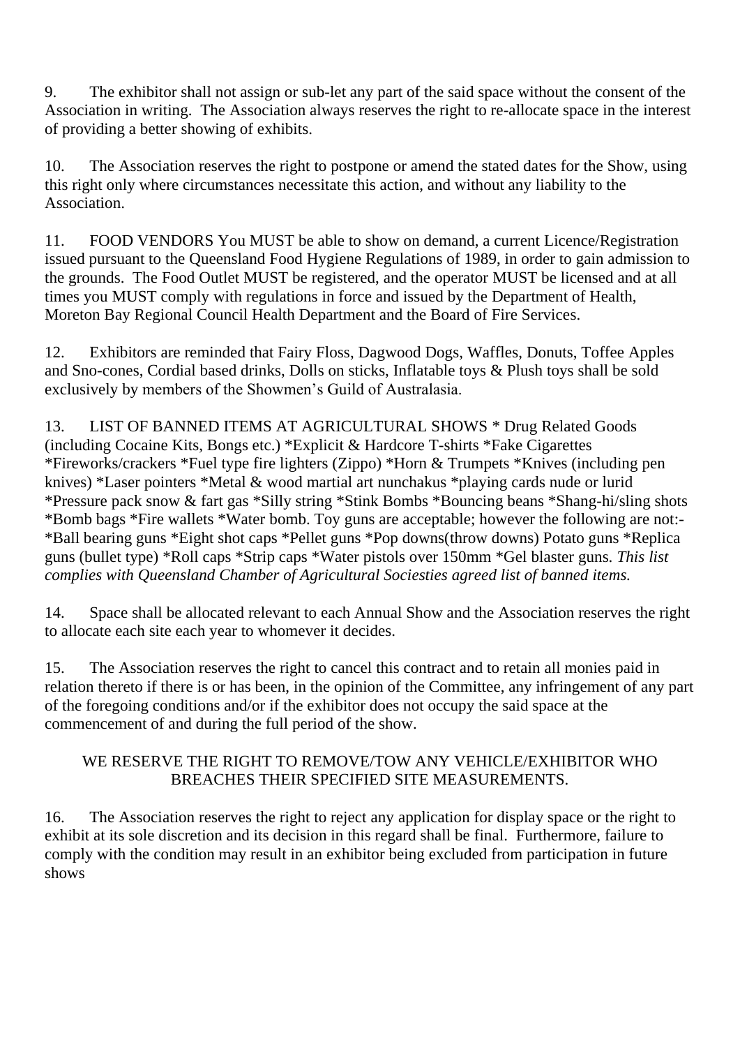9. The exhibitor shall not assign or sub-let any part of the said space without the consent of the Association in writing. The Association always reserves the right to re-allocate space in the interest of providing a better showing of exhibits.

10. The Association reserves the right to postpone or amend the stated dates for the Show, using this right only where circumstances necessitate this action, and without any liability to the Association.

11. FOOD VENDORS You MUST be able to show on demand, a current Licence/Registration issued pursuant to the Queensland Food Hygiene Regulations of 1989, in order to gain admission to the grounds. The Food Outlet MUST be registered, and the operator MUST be licensed and at all times you MUST comply with regulations in force and issued by the Department of Health, Moreton Bay Regional Council Health Department and the Board of Fire Services.

12. Exhibitors are reminded that Fairy Floss, Dagwood Dogs, Waffles, Donuts, Toffee Apples and Sno-cones, Cordial based drinks, Dolls on sticks, Inflatable toys & Plush toys shall be sold exclusively by members of the Showmen's Guild of Australasia.

13. LIST OF BANNED ITEMS AT AGRICULTURAL SHOWS * Drug Related Goods (including Cocaine Kits, Bongs etc.) *Explicit & Hardcore T-shirts *Fake Cigarettes *Fireworks/crackers *Fuel type fire lighters (Zippo) *Horn & Trumpets *Knives (including pen knives) *Laser pointers *Metal & wood martial art nunchakus *playing cards nude or lurid *Pressure pack snow & fart gas *Silly string *Stink Bombs *Bouncing beans *Shang-hi/sling shots *Bomb bags *Fire wallets *Water bomb. Toy guns are acceptable; however the following are not:- *Ball bearing guns *Eight shot caps *Pellet guns *Pop downs(throw downs) Potato guns *Replica guns (bullet type) *Roll caps *Strip caps *Water pistols over 150mm *Gel blaster guns. *This list complies with Queensland Chamber of Agricultural Sociesties agreed list of banned items.*

14. Space shall be allocated relevant to each Annual Show and the Association reserves the right to allocate each site each year to whomever it decides.

15. The Association reserves the right to cancel this contract and to retain all monies paid in relation thereto if there is or has been, in the opinion of the Committee, any infringement of any part of the foregoing conditions and/or if the exhibitor does not occupy the said space at the commencement of and during the full period of the show.

WE RESERVE THE RIGHT TO REMOVE/TOW ANY VEHICLE/EXHIBITOR WHO BREACHES THEIR SPECIFIED SITE MEASUREMENTS.

16. The Association reserves the right to reject any application for display space or the right to exhibit at its sole discretion and its decision in this regard shall be final. Furthermore, failure to comply with the condition may result in an exhibitor being excluded from participation in future shows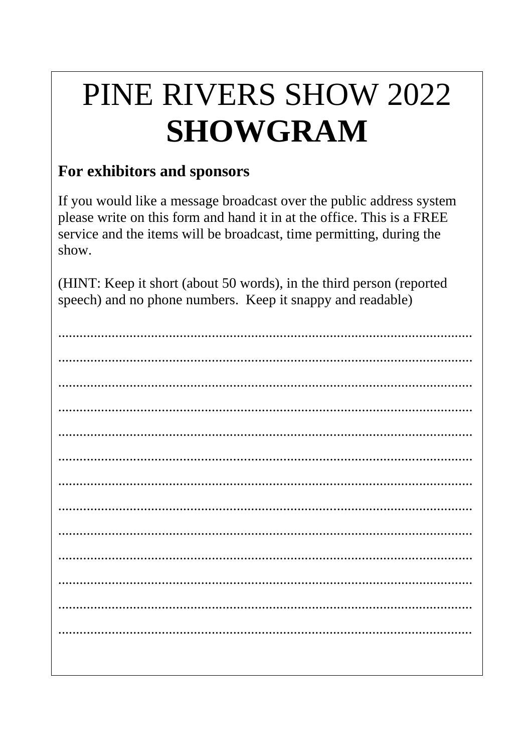# PINE RIVERS SHOW 2022 **SHOWGRAM**

## For exhibitors and sponsors

If you would like a message broadcast over the public address system please write on this form and hand it in at the office. This is a FREE service and the items will be broadcast, time permitting, during the show.

(HINT: Keep it short (about 50 words), in the third person (reported speech) and no phone numbers. Keep it snappy and readable)

..........................................................................................................................

..........................................................................................................................

..........................................................................................................................

..........................................................................................................................

..........................................................................................................................

..........................................................................................................................

..........................................................................................................................

..........................................................................................................................

..........................................................................................................................

..........................................................................................................................

..........................................................................................................................

..........................................................................................................................

..........................................................................................................................